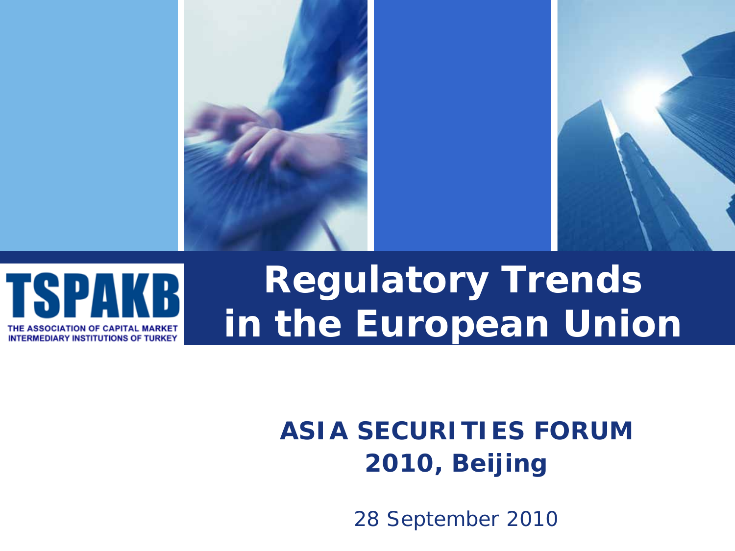TSPAKB

THE ASSOCIATION OF CAPITAL MARKET INTERMEDIARY INSTITUTIONS OF TURKEY

# Regulatory Trends in the European Union

**ASIA SECURITIES FORUM 2010, Beijing**

28 September 2010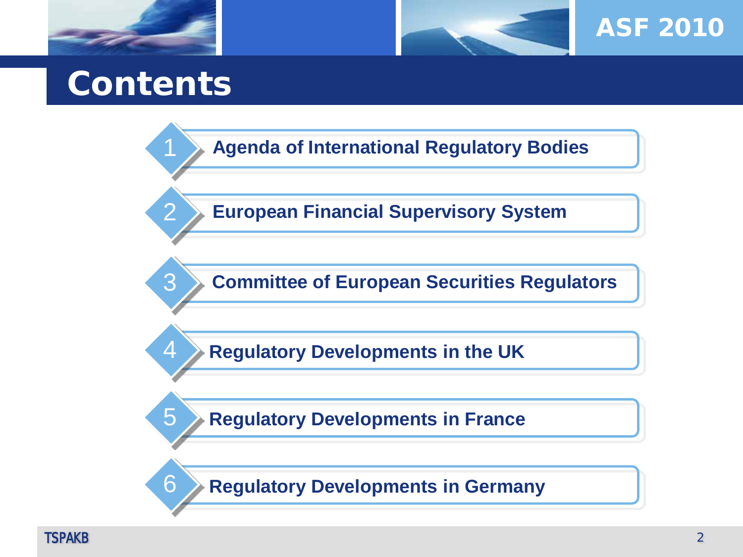# Contents

1. Agenda of International Regulatory Bodies
2. European Financial Supervisory System
3. Committee of European Securities Regulators
4. Regulatory Developments in the UK
5. Regulatory Developments in France
6. Regulatory Developments in Germany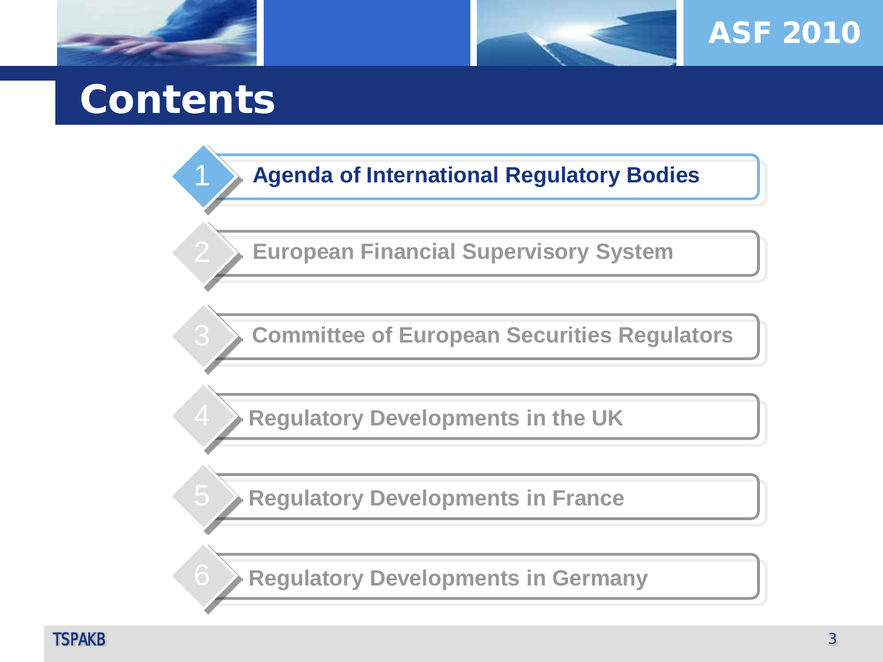# Contents

1. Agenda of International Regulatory Bodies
2. European Financial Supervisory System
3. Committee of European Securities Regulators
4. Regulatory Developments in the UK
5. Regulatory Developments in France
6. Regulatory Developments in Germany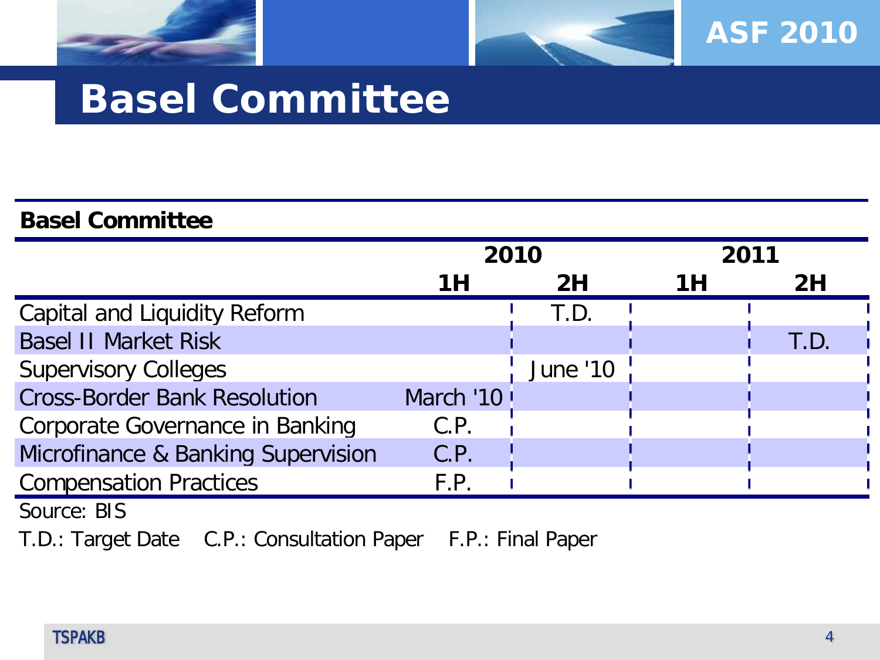# Basel Committee

**Basel Committee**

| | 2010 | | 2011 | |
|---|---|---|---|---|
| | **1H** | **2H** | **1H** | **2H** |
| Capital and Liquidity Reform | | T.D. | | |
| Basel II Market Risk | | | | T.D. |
| Supervisory Colleges | | June '10 | | |
| Cross-Border Bank Resolution | March '10 | | | |
| Corporate Governance in Banking | C.P. | | | |
| Microfinance & Banking Supervision | C.P. | | | |
| Compensation Practices | F.P. | | | |

Source: BIS

T.D.: Target Date  C.P.: Consultation Paper  F.P.: Final Paper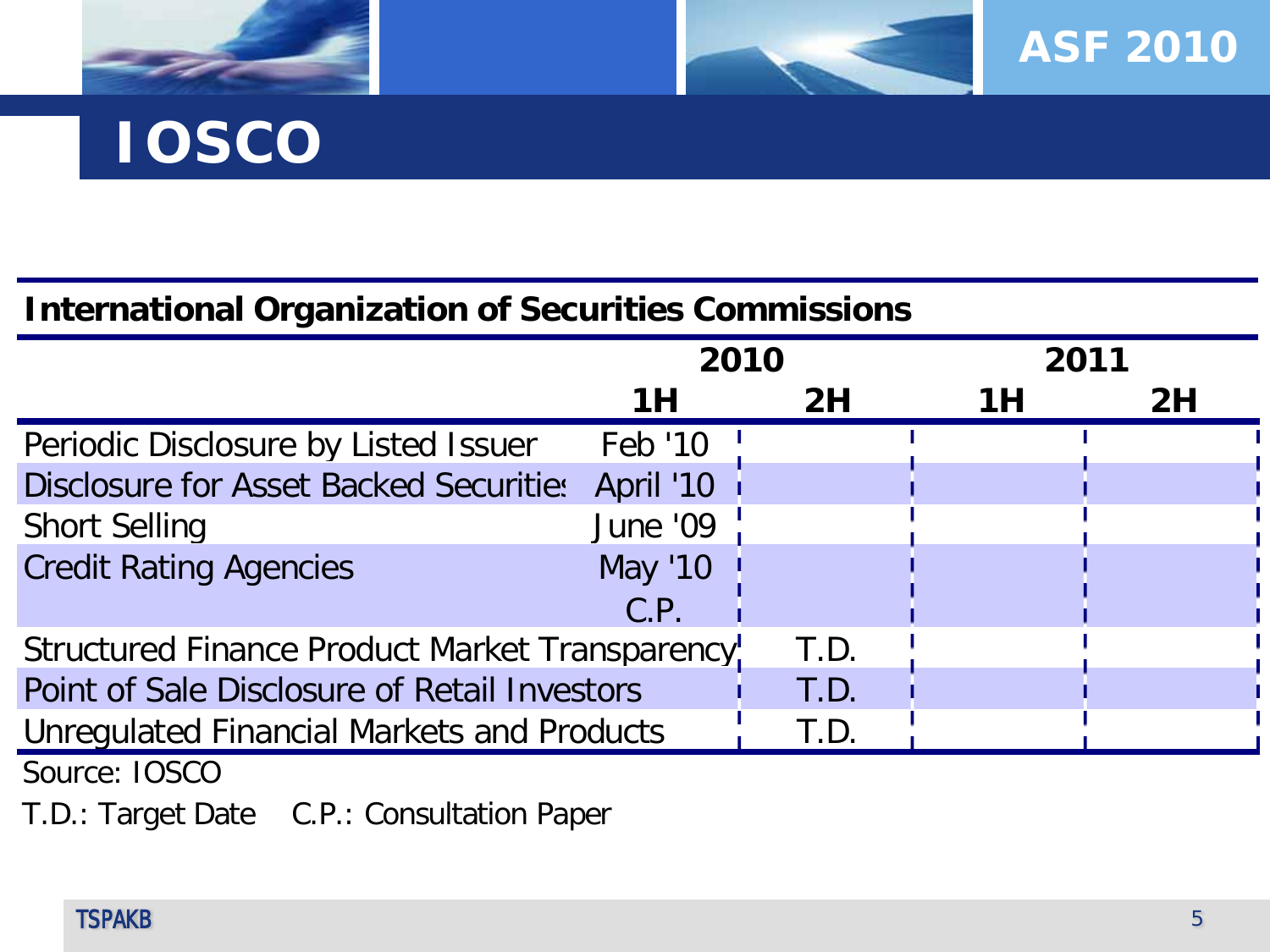# IOSCO

| International Organization of Securities Commissions | 2010 | | 2011 | |
|---|---|---|---|---|
| | 1H | 2H | 1H | 2H |
| Periodic Disclosure by Listed Issuer | Feb '10 | | | |
| Disclosure for Asset Backed Securities | April '10 | | | |
| Short Selling | June '09 | | | |
| Credit Rating Agencies | May '10 C.P. | | | |
| Structured Finance Product Market Transparency | | T.D. | | |
| Point of Sale Disclosure of Retail Investors | | T.D. | | |
| Unregulated Financial Markets and Products | | T.D. | | |

Source: IOSCO

T.D.: Target Date  C.P.: Consultation Paper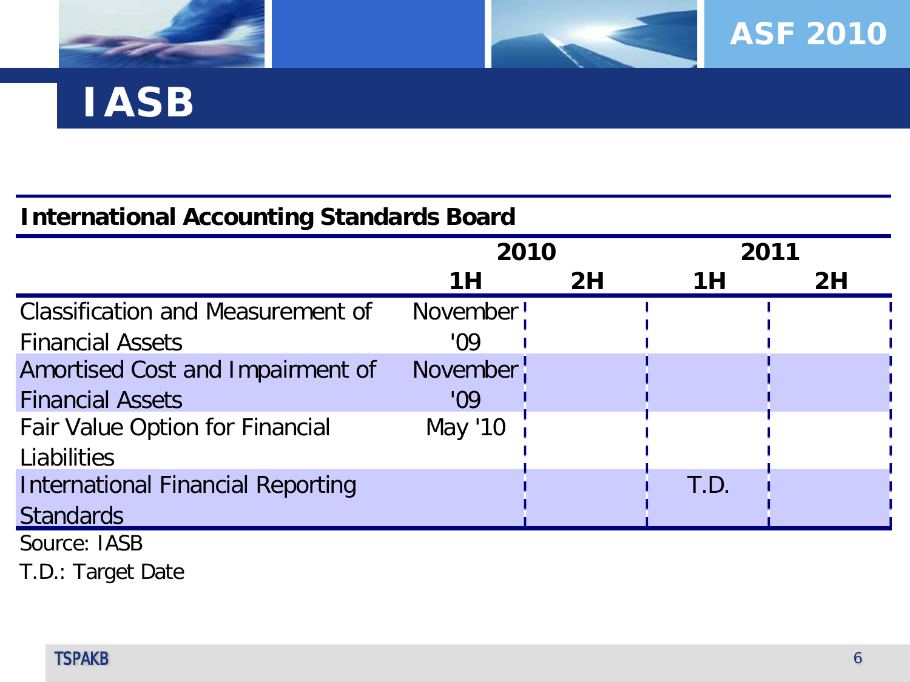# IASB

**International Accounting Standards Board**

| | 2010 | | 2011 | |
|---|---|---|---|---|
| | **1H** | **2H** | **1H** | **2H** |
| Classification and Measurement of Financial Assets | November '09 | | | |
| Amortised Cost and Impairment of Financial Assets | November '09 | | | |
| Fair Value Option for Financial Liabilities | May '10 | | | |
| International Financial Reporting Standards | | | T.D. | |

Source: IASB

T.D.: Target Date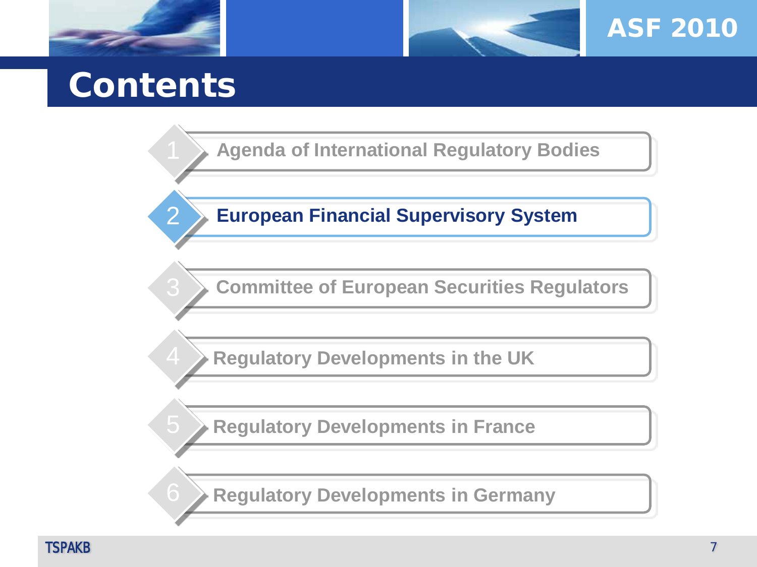# Contents

1. Agenda of International Regulatory Bodies
2. **European Financial Supervisory System**
3. Committee of European Securities Regulators
4. Regulatory Developments in the UK
5. Regulatory Developments in France
6. Regulatory Developments in Germany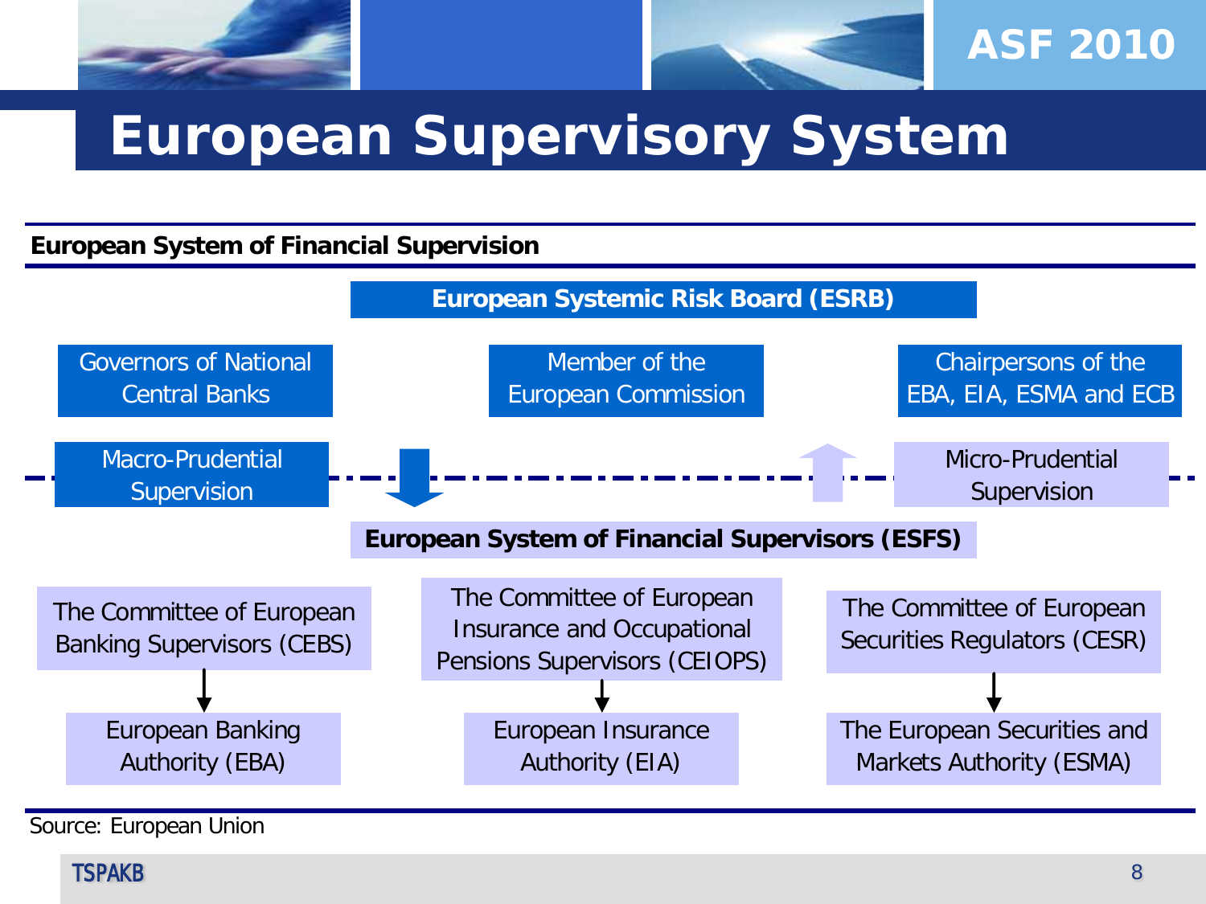# European Supervisory System

**European System of Financial Supervision**

**European Systemic Risk Board (ESRB)**

- Governors of National Central Banks
- Member of the European Commission
- Chairpersons of the EBA, EIA, ESMA and ECB

Macro-Prudential Supervision

Micro-Prudential Supervision

**European System of Financial Supervisors (ESFS)**

- The Committee of European Banking Supervisors (CEBS) → European Banking Authority (EBA)
- The Committee of European Insurance and Occupational Pensions Supervisors (CEIOPS) → European Insurance Authority (EIA)
- The Committee of European Securities Regulators (CESR) → The European Securities and Markets Authority (ESMA)

Source: European Union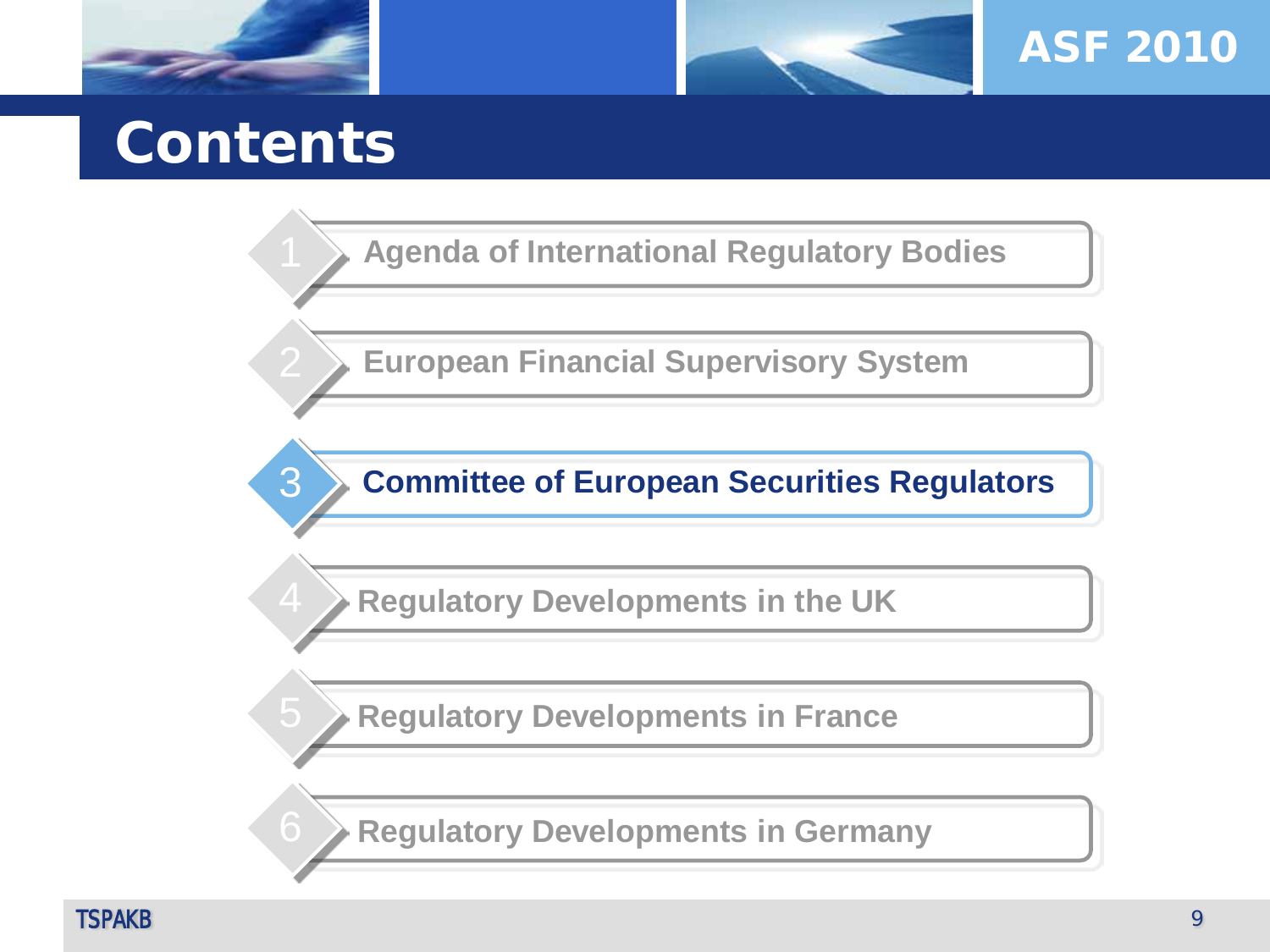# Contents

1. Agenda of International Regulatory Bodies
2. European Financial Supervisory System
3. **Committee of European Securities Regulators**
4. Regulatory Developments in the UK
5. Regulatory Developments in France
6. Regulatory Developments in Germany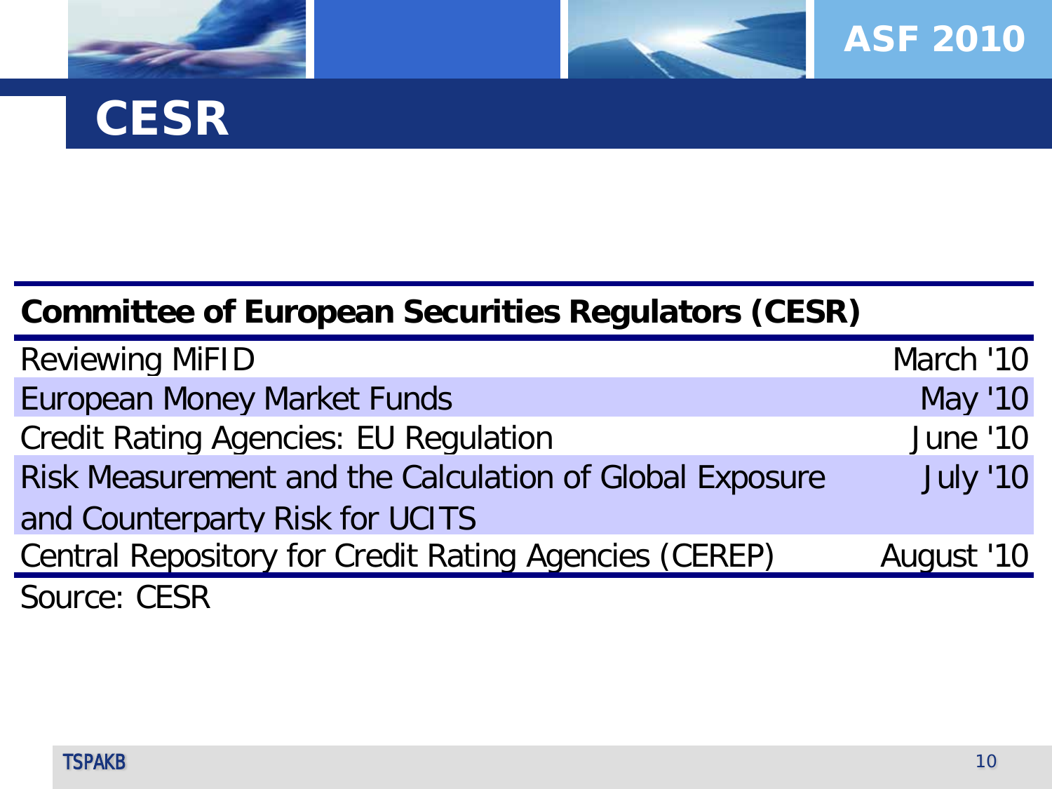# CESR

| Committee of European Securities Regulators (CESR) | |
|---|---|
| Reviewing MiFID | March '10 |
| European Money Market Funds | May '10 |
| Credit Rating Agencies: EU Regulation | June '10 |
| Risk Measurement and the Calculation of Global Exposure and Counterparty Risk for UCITS | July '10 |
| Central Repository for Credit Rating Agencies (CEREP) | August '10 |

Source: CESR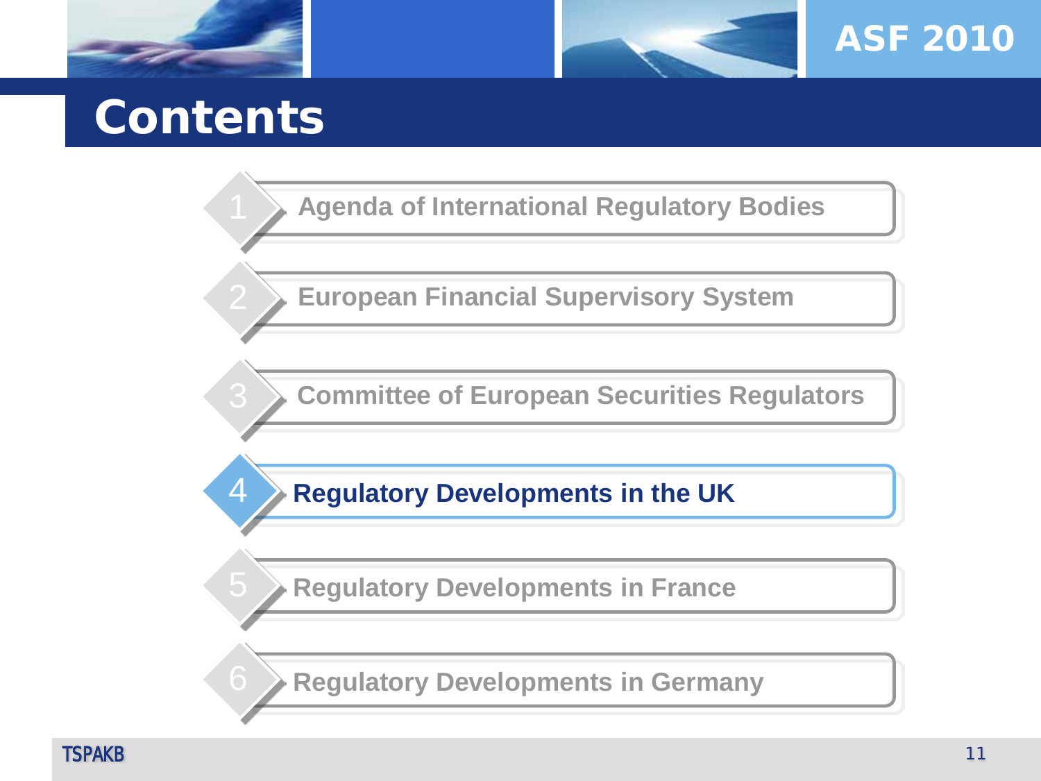# Contents

1. Agenda of International Regulatory Bodies
2. European Financial Supervisory System
3. Committee of European Securities Regulators
4. **Regulatory Developments in the UK**
5. Regulatory Developments in France
6. Regulatory Developments in Germany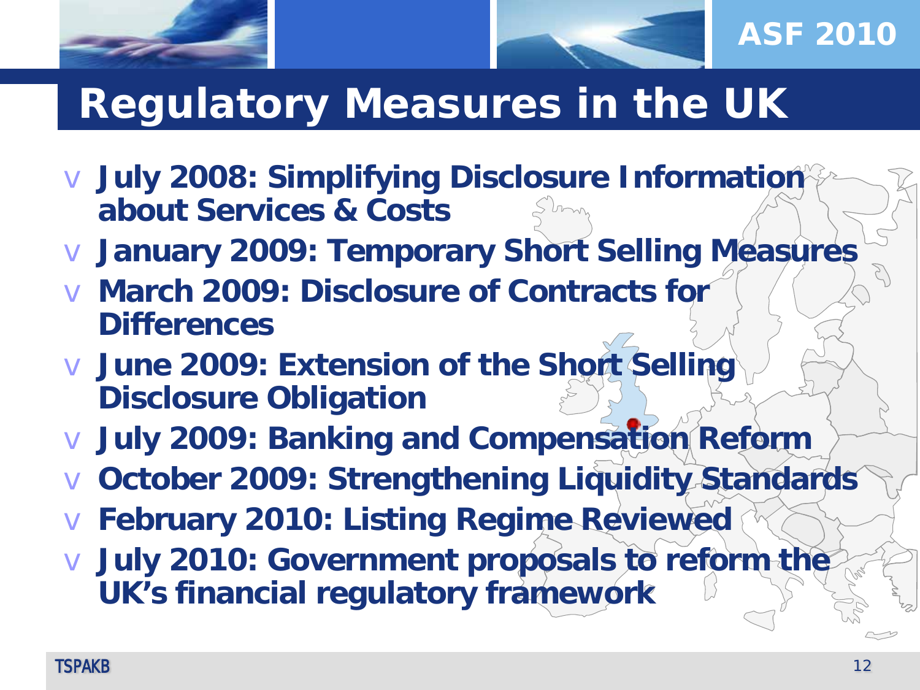# Regulatory Measures in the UK

- **July 2008: Simplifying Disclosure Information about Services & Costs**
- **January 2009: Temporary Short Selling Measures**
- **March 2009: Disclosure of Contracts for Differences**
- **June 2009: Extension of the Short Selling Disclosure Obligation**
- **July 2009: Banking and Compensation Reform**
- **October 2009: Strengthening Liquidity Standards**
- **February 2010: Listing Regime Reviewed**
- **July 2010: Government proposals to reform the UK's financial regulatory framework**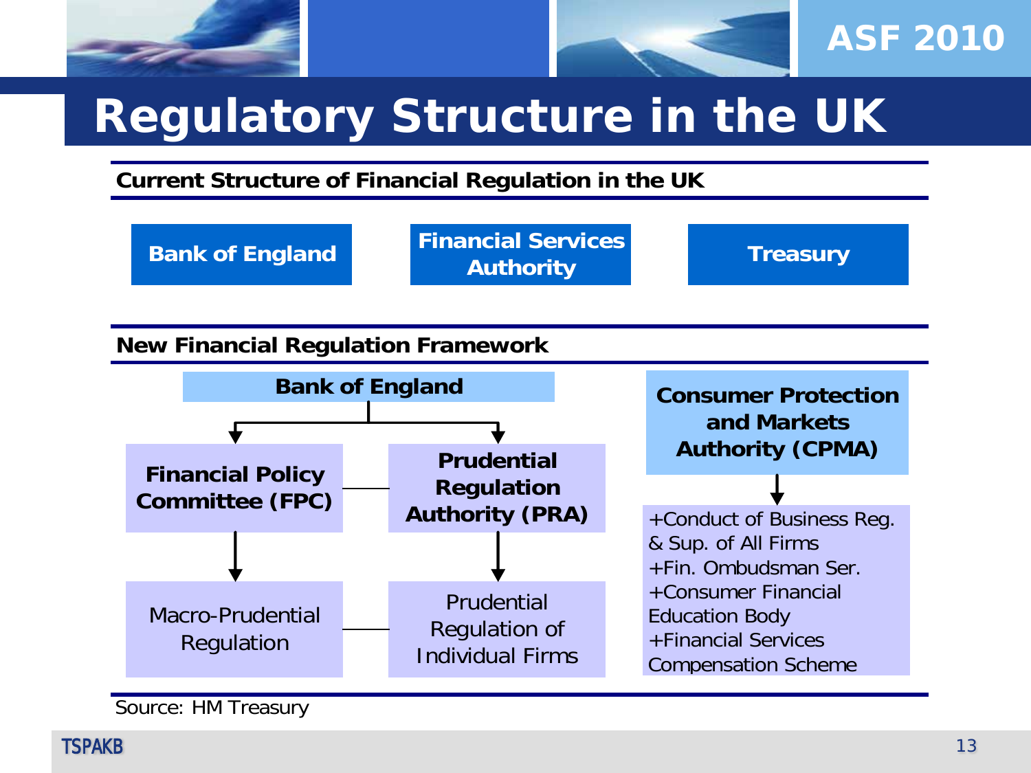# Regulatory Structure in the UK

**Current Structure of Financial Regulation in the UK**

**Bank of England** | **Financial Services Authority** | **Treasury**

**New Financial Regulation Framework**

**Bank of England**

- **Financial Policy Committee (FPC)**
  - Macro-Prudential Regulation
- **Prudential Regulation Authority (PRA)**
  - Prudential Regulation of Individual Firms

**Consumer Protection and Markets Authority (CPMA)**

- +Conduct of Business Reg. & Sup. of All Firms
- +Fin. Ombudsman Ser.
- +Consumer Financial Education Body
- +Financial Services Compensation Scheme

Source: HM Treasury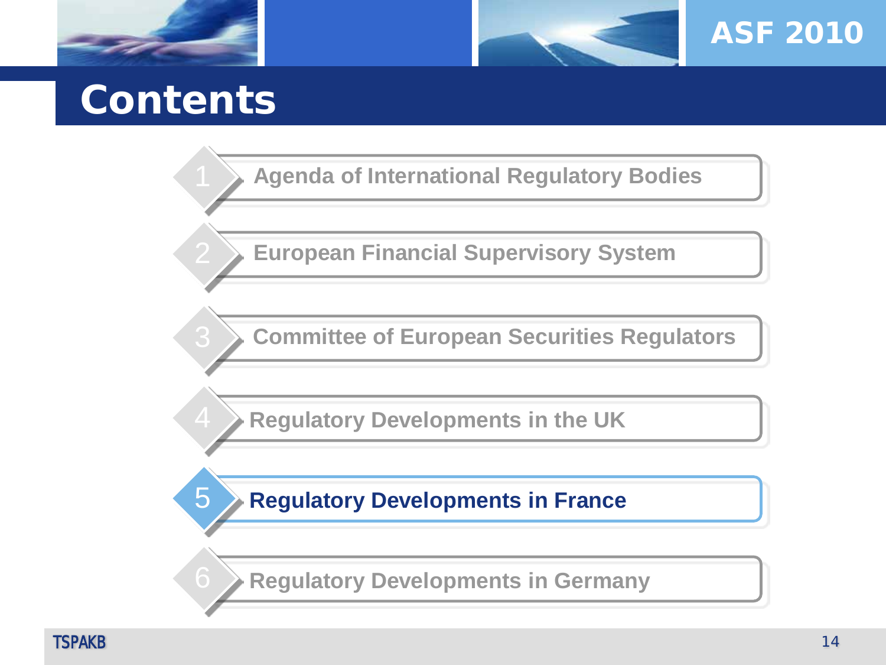# Contents

1. Agenda of International Regulatory Bodies
2. European Financial Supervisory System
3. Committee of European Securities Regulators
4. Regulatory Developments in the UK
5. **Regulatory Developments in France**
6. Regulatory Developments in Germany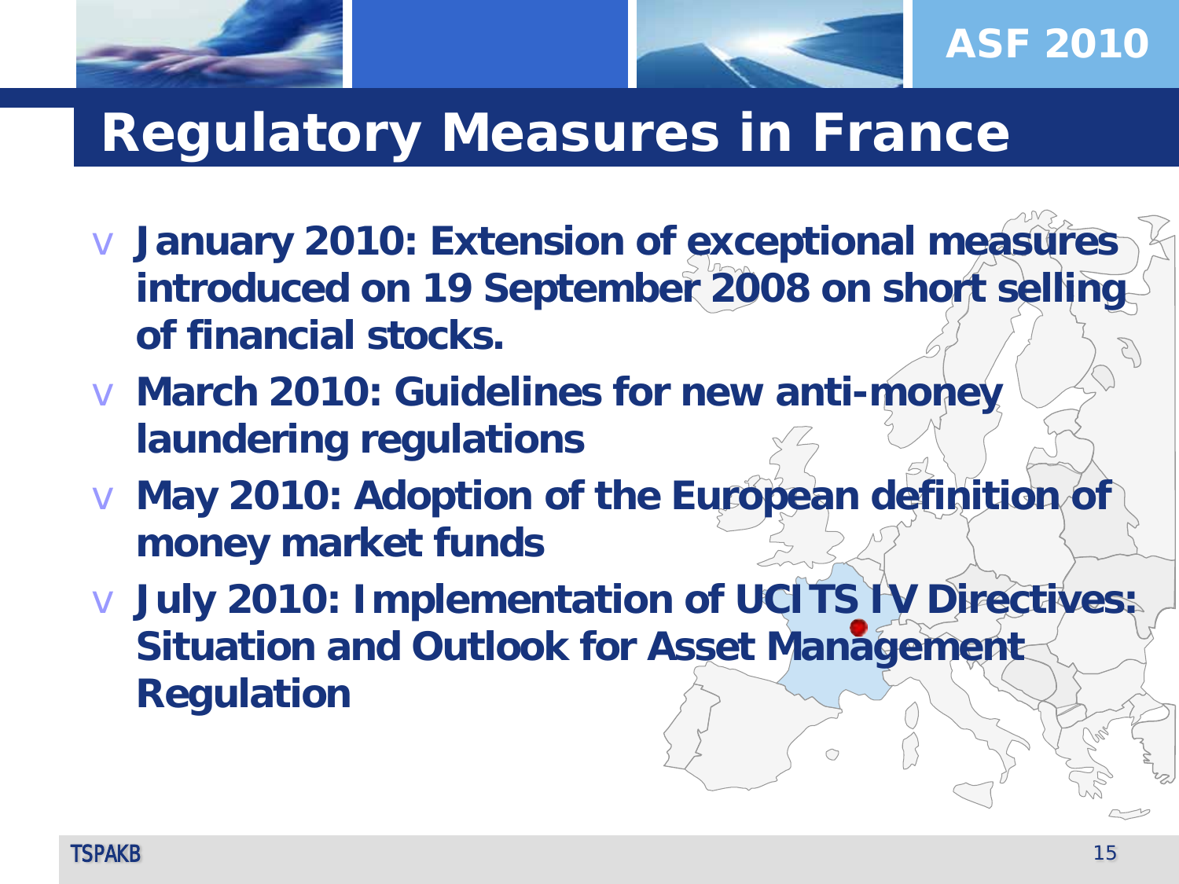# Regulatory Measures in France

- January 2010: Extension of exceptional measures introduced on 19 September 2008 on short selling of financial stocks.
- March 2010: Guidelines for new anti-money laundering regulations
- May 2010: Adoption of the European definition of money market funds
- July 2010: Implementation of UCITS IV Directives: Situation and Outlook for Asset Management Regulation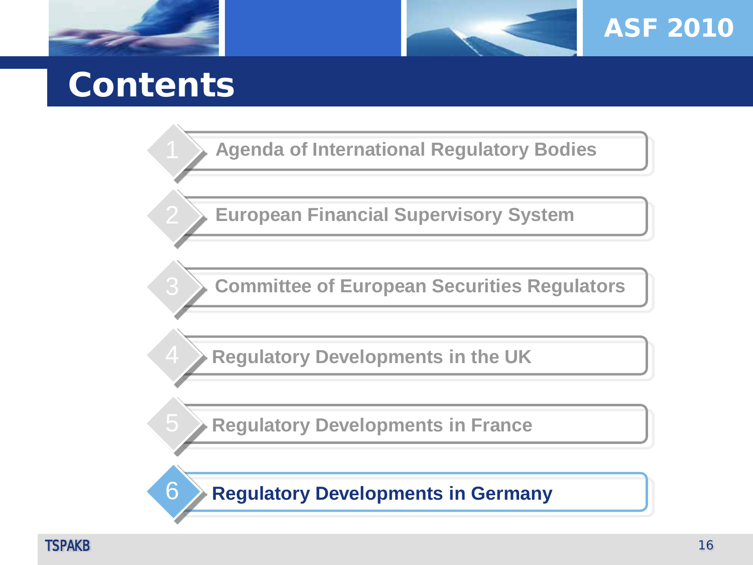# Contents

1. Agenda of International Regulatory Bodies
2. European Financial Supervisory System
3. Committee of European Securities Regulators
4. Regulatory Developments in the UK
5. Regulatory Developments in France
6. **Regulatory Developments in Germany**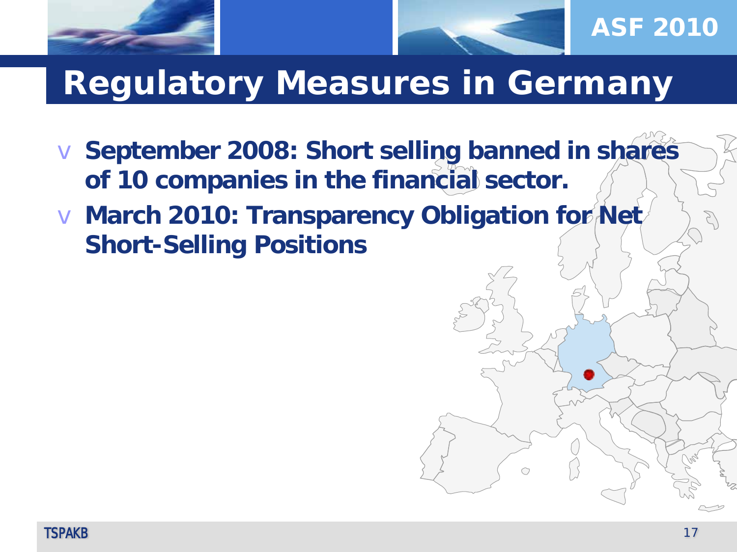# Regulatory Measures in Germany

- **September 2008: Short selling banned in shares of 10 companies in the financial sector.**
- **March 2010: Transparency Obligation for Net Short-Selling Positions**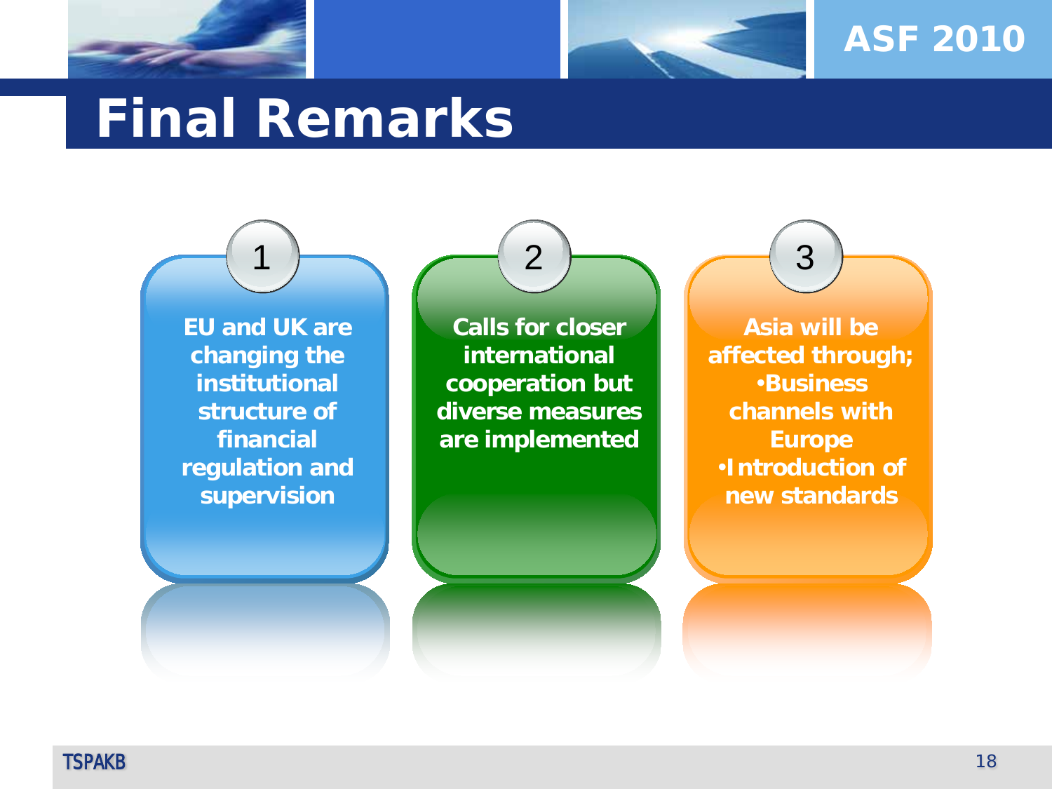# Final Remarks

1. **EU and UK are changing the institutional structure of financial regulation and supervision**

2. **Calls for closer international cooperation but diverse measures are implemented**

3. **Asia will be affected through;**
   - **Business channels with Europe**
   - **Introduction of new standards**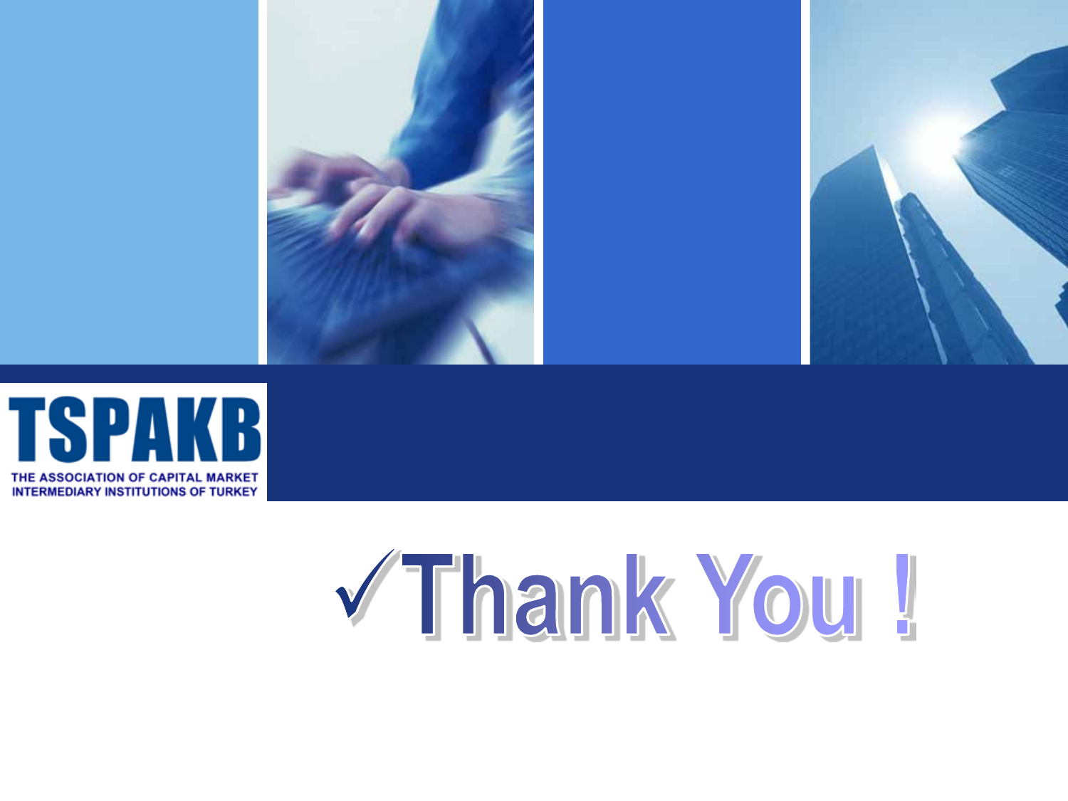**TSPAKB**

THE ASSOCIATION OF CAPITAL MARKET INTERMEDIARY INSTITUTIONS OF TURKEY

# ✓Thank You !